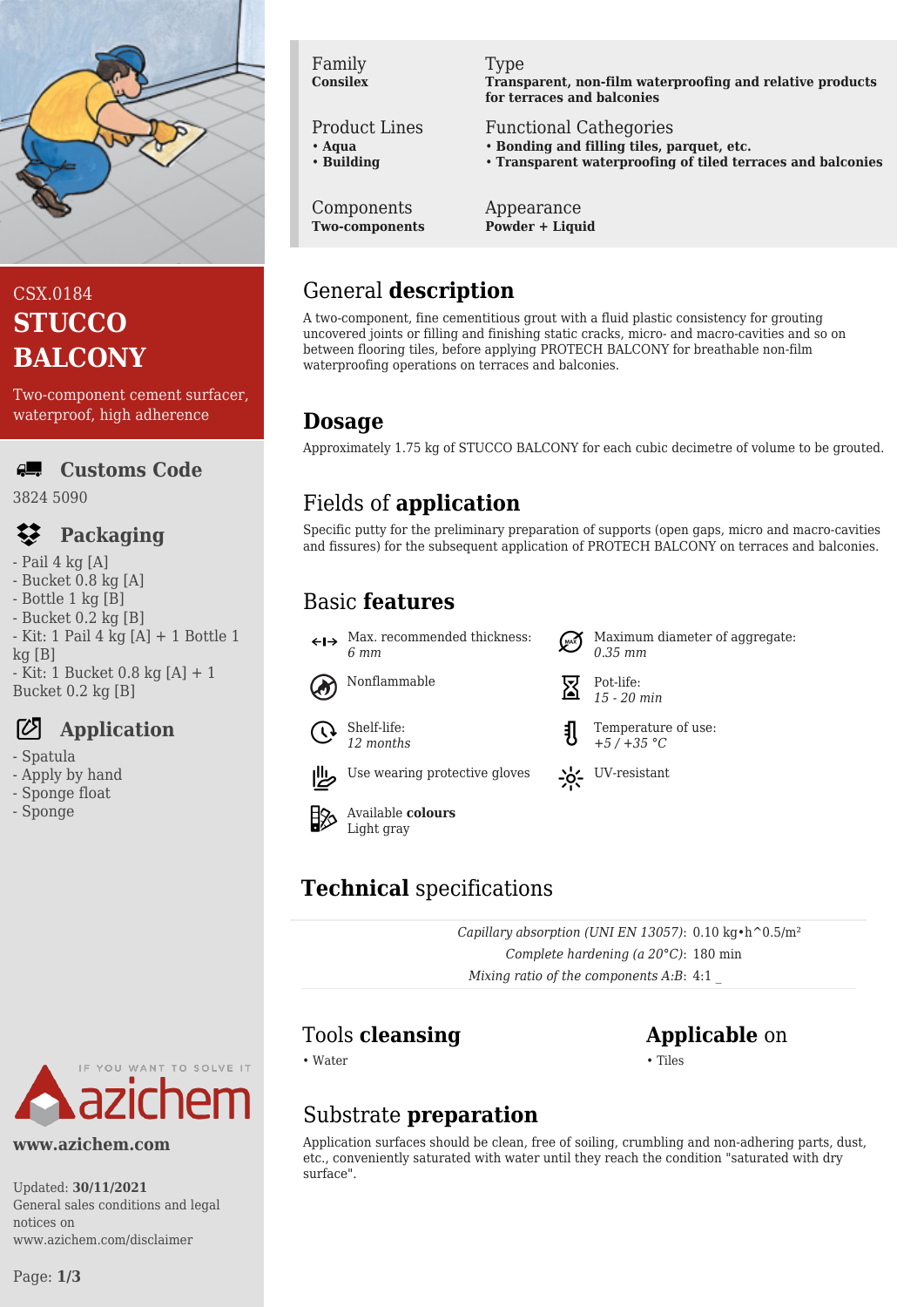CSX.0184

# STUCCO BALCONY

Two-component cement surfacer, waterproof, high adherence

## Customs Code

3824 5090

## Packaging

- Pail 4 kg [A]
- Bucket 0.8 kg [A]
- Bottle 1 kg [B]
- Bucket 0.2 kg [B]
- Kit: 1 Pail 4 kg [A] + 1 Bottle 1 kg [B]
- Kit: 1 Bucket 0.8 kg [A] + 1 Bucket 0.2 kg [B]

## Application

- Spatula
- Apply by hand
- Sponge float
- Sponge

| Family | Type |
|---|---|
| **Consilex** | **Transparent, non-film waterproofing and relative products for terraces and balconies** |
| **Product Lines** | **Functional Cathegories** |
| • **Aqua** • **Building** | • **Bonding and filling tiles, parquet, etc.** • **Transparent waterproofing of tiled terraces and balconies** |
| **Components** | **Appearance** |
| **Two-components** | **Powder + Liquid** |

## General **description**

A two-component, fine cementitious grout with a fluid plastic consistency for grouting uncovered joints or filling and finishing static cracks, micro- and macro-cavities and so on between flooring tiles, before applying PROTECH BALCONY for breathable non-film waterproofing operations on terraces and balconies.

## **Dosage**

Approximately 1.75 kg of STUCCO BALCONY for each cubic decimetre of volume to be grouted.

## Fields of **application**

Specific putty for the preliminary preparation of supports (open gaps, micro and macro-cavities and fissures) for the subsequent application of PROTECH BALCONY on terraces and balconies.

## Basic **features**

- Max. recommended thickness: *6 mm*
- Maximum diameter of aggregate: *0.35 mm*
- Nonflammable
- Pot-life: *15 - 20 min*
- Shelf-life: *12 months*
- Temperature of use: *+5 / +35 °C*
- Use wearing protective gloves
- UV-resistant
- Available **colours** Light gray

## **Technical** specifications

*Capillary absorption (UNI EN 13057)*: 0.10 kg•h^0.5/m²
*Complete hardening (a 20°C)*: 180 min
*Mixing ratio of the components A:B*: 4:1 _

## Tools **cleansing**

• Water

## **Applicable** on

• Tiles

## Substrate **preparation**

Application surfaces should be clean, free of soiling, crumbling and non-adhering parts, dust, etc., conveniently saturated with water until they reach the condition "saturated with dry surface".

IF YOU WANT TO SOLVE IT azichem

**www.azichem.com**

Updated: **30/11/2021**
General sales conditions and legal notices on www.azichem.com/disclaimer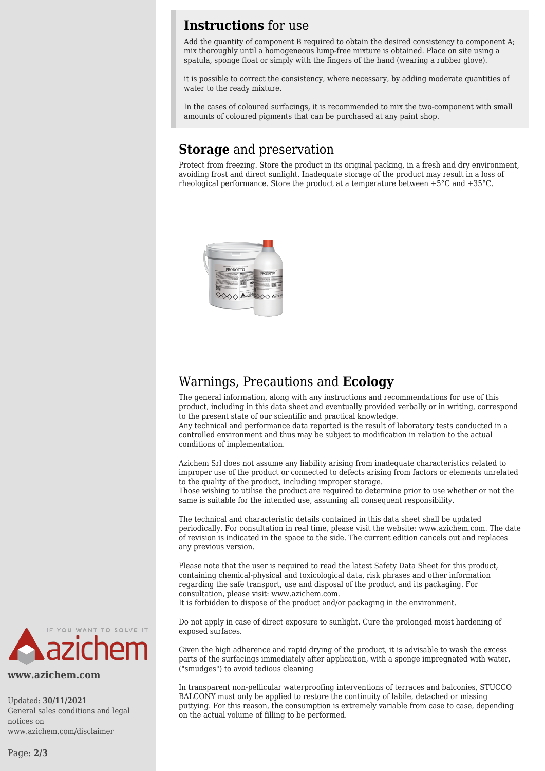## **Instructions** for use

Add the quantity of component B required to obtain the desired consistency to component A; mix thoroughly until a homogeneous lump-free mixture is obtained. Place on site using a spatula, sponge float or simply with the fingers of the hand (wearing a rubber glove).

it is possible to correct the consistency, where necessary, by adding moderate quantities of water to the ready mixture.

In the cases of coloured surfacings, it is recommended to mix the two-component with small amounts of coloured pigments that can be purchased at any paint shop.

## **Storage** and preservation

Protect from freezing. Store the product in its original packing, in a fresh and dry environment, avoiding frost and direct sunlight. Inadequate storage of the product may result in a loss of rheological performance. Store the product at a temperature between +5°C and +35°C.

## Warnings, Precautions and **Ecology**

The general information, along with any instructions and recommendations for use of this product, including in this data sheet and eventually provided verbally or in writing, correspond to the present state of our scientific and practical knowledge.
Any technical and performance data reported is the result of laboratory tests conducted in a controlled environment and thus may be subject to modification in relation to the actual conditions of implementation.

Azichem Srl does not assume any liability arising from inadequate characteristics related to improper use of the product or connected to defects arising from factors or elements unrelated to the quality of the product, including improper storage.
Those wishing to utilise the product are required to determine prior to use whether or not the same is suitable for the intended use, assuming all consequent responsibility.

The technical and characteristic details contained in this data sheet shall be updated periodically. For consultation in real time, please visit the website: www.azichem.com. The date of revision is indicated in the space to the side. The current edition cancels out and replaces any previous version.

Please note that the user is required to read the latest Safety Data Sheet for this product, containing chemical-physical and toxicological data, risk phrases and other information regarding the safe transport, use and disposal of the product and its packaging. For consultation, please visit: www.azichem.com.
It is forbidden to dispose of the product and/or packaging in the environment.

Do not apply in case of direct exposure to sunlight. Cure the prolonged moist hardening of exposed surfaces.

Given the high adherence and rapid drying of the product, it is advisable to wash the excess parts of the surfacings immediately after application, with a sponge impregnated with water, ("smudges") to avoid tedious cleaning

In transparent non-pellicular waterproofing interventions of terraces and balconies, STUCCO BALCONY must only be applied to restore the continuity of labile, detached or missing puttying. For this reason, the consumption is extremely variable from case to case, depending on the actual volume of filling to be performed.

IF YOU WANT TO SOLVE IT azichem

**www.azichem.com**

Updated: **30/11/2021**
General sales conditions and legal notices on www.azichem.com/disclaimer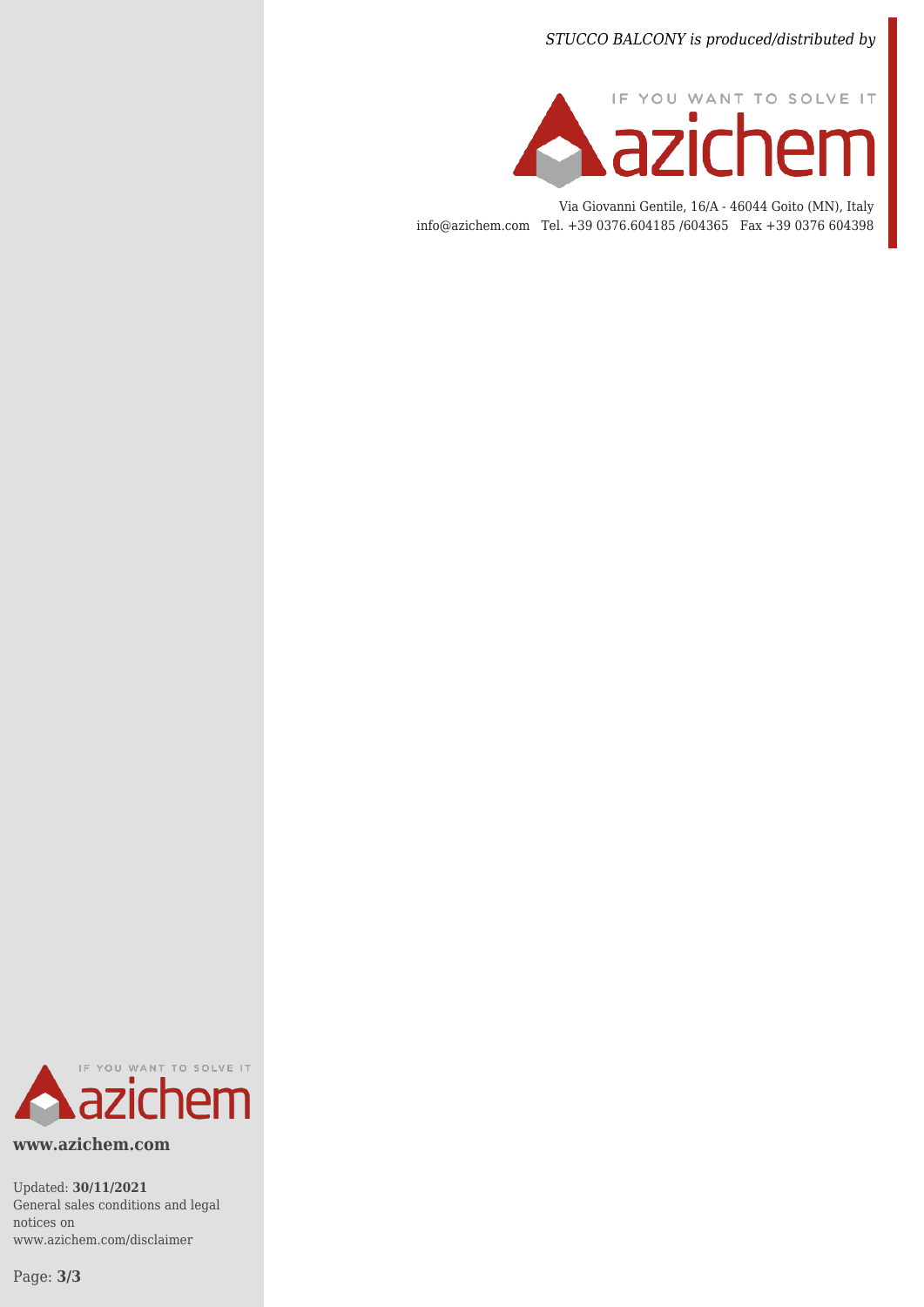*STUCCO BALCONY is produced/distributed by*

IF YOU WANT TO SOLVE IT

azichem

Via Giovanni Gentile, 16/A - 46044 Goito (MN), Italy
info@azichem.com Tel. +39 0376.604185 /604365 Fax +39 0376 604398

IF YOU WANT TO SOLVE IT

azichem

**www.azichem.com**

Updated: **30/11/2021**
General sales conditions and legal notices on www.azichem.com/disclaimer